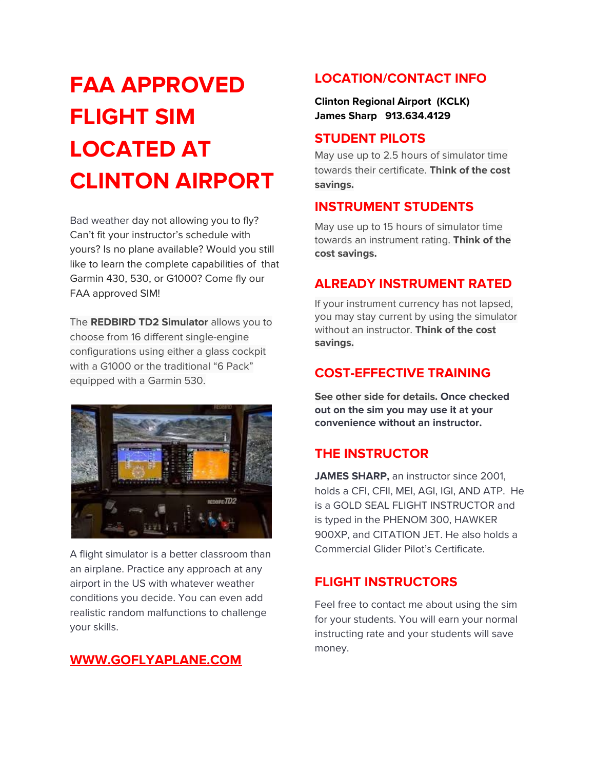# FAA APPROVED FLIGHT SIM LOCATED AT CLINTON AIRPORT

Bad weather day not allowing you to fly? Can't fit your instructor's schedule with yours? Is no plane available? Would you still like to learn the complete capabilities of that Garmin 430, 530, or G1000? Come fly our FAA approved SIM!

The **REDBIRD TD2 Simulator** allows you to choose from 16 different single-engine configurations using either a glass cockpit with a G1000 or the traditional "6 Pack" equipped with a Garmin 530.

A flight simulator is a better classroom than an airplane. Practice any approach at any airport in the US with whatever weather conditions you decide. You can even add realistic random malfunctions to challenge your skills.

**WWW.GOFLYAPLANE.COM**

## LOCATION/CONTACT INFO

**Clinton Regional Airport (KCLK)**
**James Sharp 913.634.4129**

## STUDENT PILOTS

May use up to 2.5 hours of simulator time towards their certificate. **Think of the cost savings.**

## INSTRUMENT STUDENTS

May use up to 15 hours of simulator time towards an instrument rating. **Think of the cost savings.**

## ALREADY INSTRUMENT RATED

If your instrument currency has not lapsed, you may stay current by using the simulator without an instructor. **Think of the cost savings.**

## COST-EFFECTIVE TRAINING

**See other side for details. Once checked out on the sim you may use it at your convenience without an instructor.**

## THE INSTRUCTOR

**JAMES SHARP,** an instructor since 2001, holds a CFI, CFII, MEI, AGI, IGI, AND ATP. He is a GOLD SEAL FLIGHT INSTRUCTOR and is typed in the PHENOM 300, HAWKER 900XP, and CITATION JET. He also holds a Commercial Glider Pilot's Certificate.

## FLIGHT INSTRUCTORS

Feel free to contact me about using the sim for your students. You will earn your normal instructing rate and your students will save money.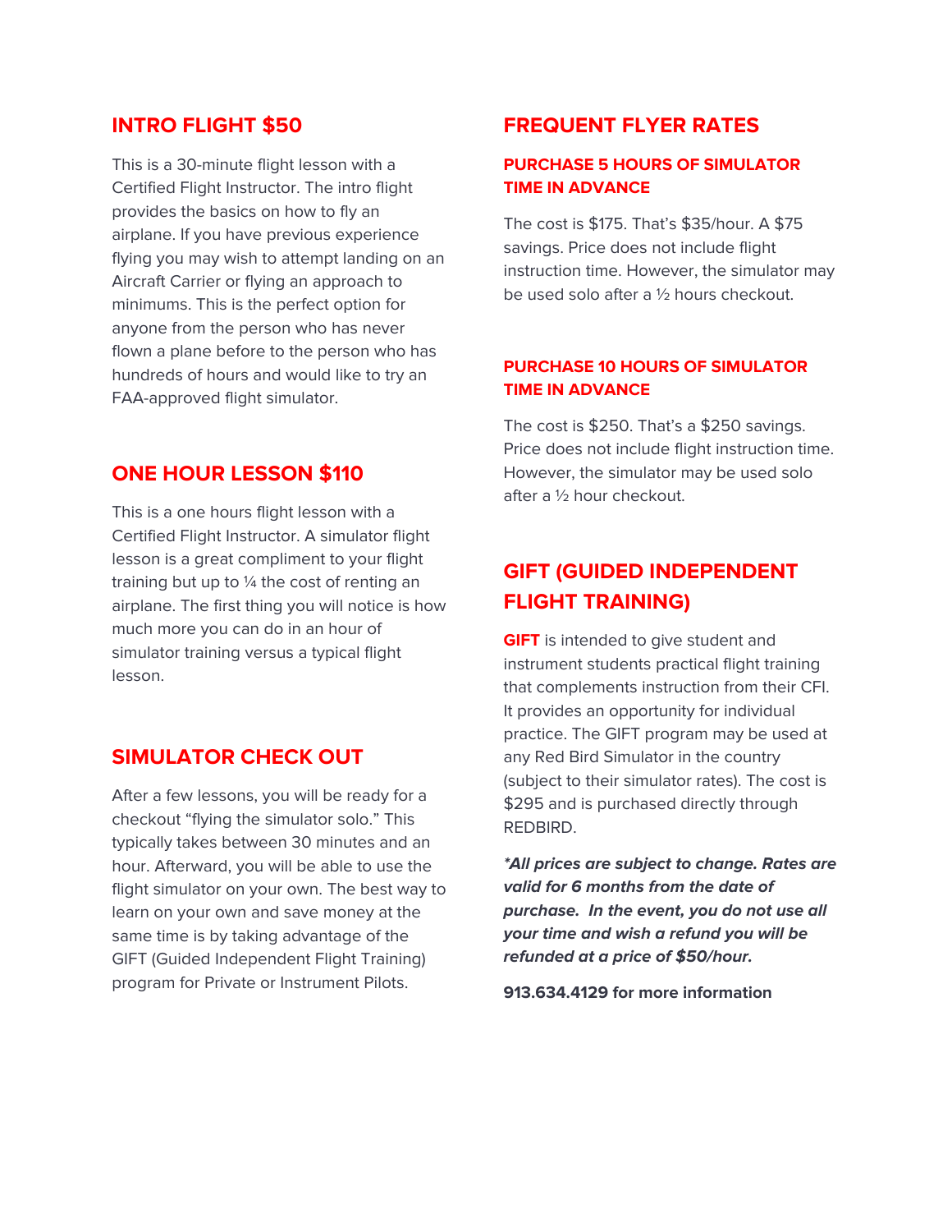## INTRO FLIGHT $50

This is a 30-minute flight lesson with a Certified Flight Instructor. The intro flight provides the basics on how to fly an airplane. If you have previous experience flying you may wish to attempt landing on an Aircraft Carrier or flying an approach to minimums. This is the perfect option for anyone from the person who has never flown a plane before to the person who has hundreds of hours and would like to try an FAA-approved flight simulator.

## ONE HOUR LESSON $110

This is a one hours flight lesson with a Certified Flight Instructor. A simulator flight lesson is a great compliment to your flight training but up to ¼ the cost of renting an airplane. The first thing you will notice is how much more you can do in an hour of simulator training versus a typical flight lesson.

## SIMULATOR CHECK OUT

After a few lessons, you will be ready for a checkout "flying the simulator solo." This typically takes between 30 minutes and an hour. Afterward, you will be able to use the flight simulator on your own. The best way to learn on your own and save money at the same time is by taking advantage of the GIFT (Guided Independent Flight Training) program for Private or Instrument Pilots.

## FREQUENT FLYER RATES

### PURCHASE 5 HOURS OF SIMULATOR TIME IN ADVANCE

The cost is $175. That's $35/hour. A $75 savings. Price does not include flight instruction time. However, the simulator may be used solo after a ½ hours checkout.

### PURCHASE 10 HOURS OF SIMULATOR TIME IN ADVANCE

The cost is $250. That's a $250 savings. Price does not include flight instruction time. However, the simulator may be used solo after a ½ hour checkout.

## GIFT (GUIDED INDEPENDENT FLIGHT TRAINING)

**GIFT** is intended to give student and instrument students practical flight training that complements instruction from their CFI. It provides an opportunity for individual practice. The GIFT program may be used at any Red Bird Simulator in the country (subject to their simulator rates). The cost is $295 and is purchased directly through REDBIRD.

***All prices are subject to change. Rates are valid for 6 months from the date of purchase. In the event, you do not use all your time and wish a refund you will be refunded at a price of $50/hour.***

**913.634.4129 for more information**